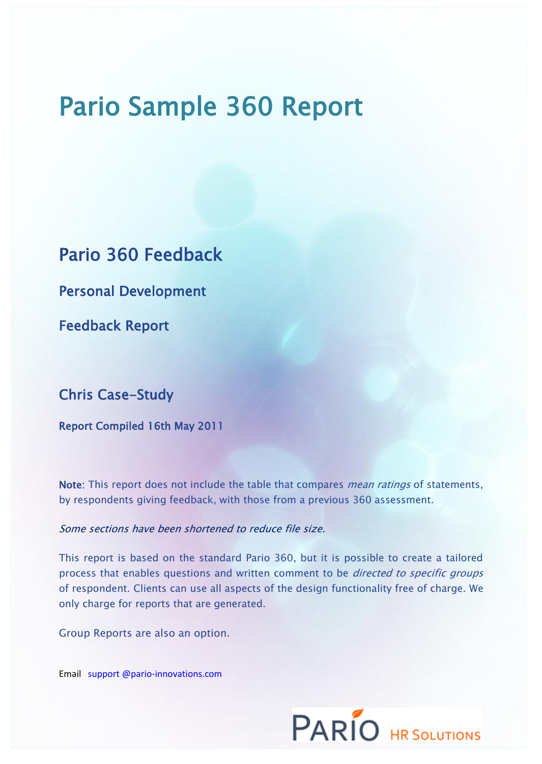# Pario Sample 360 Report

## Pario 360 Feedback

### Personal Development

### Feedback Report

### Chris Case-Study

**Report Compiled 16th May 2011**

**Note**: This report does not include the table that compares *mean ratings* of statements, by respondents giving feedback, with those from a previous 360 assessment.

*Some sections have been shortened to reduce file size.*

This report is based on the standard Pario 360, but it is possible to create a tailored process that enables questions and written comment to be *directed to specific groups* of respondent. Clients can use all aspects of the design functionality free of charge. We only charge for reports that are generated.

Group Reports are also an option.

Email support @pario-innovations.com

PARIO HR SOLUTIONS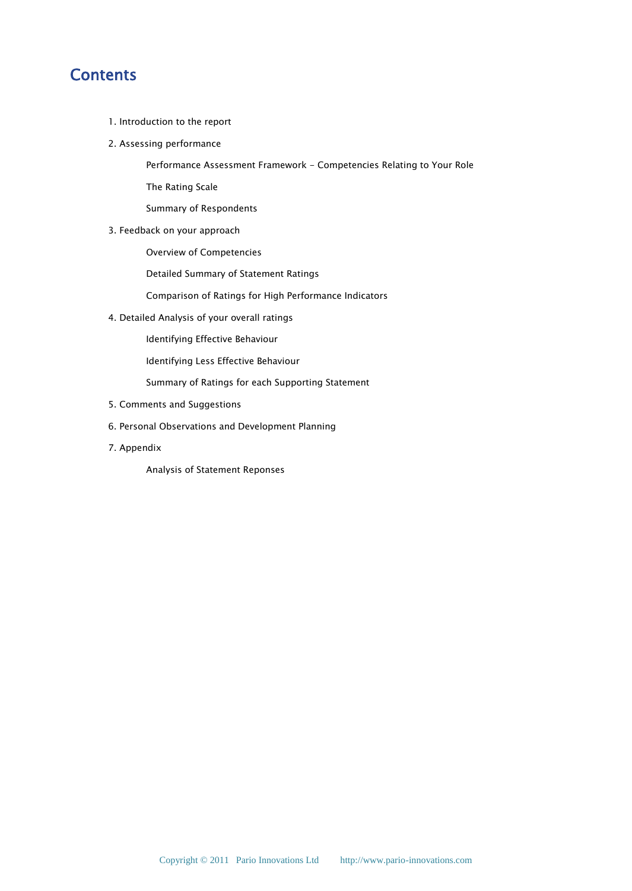# Contents

1. Introduction to the report
2. Assessing performance
   - Performance Assessment Framework – Competencies Relating to Your Role
   - The Rating Scale
   - Summary of Respondents
3. Feedback on your approach
   - Overview of Competencies
   - Detailed Summary of Statement Ratings
   - Comparison of Ratings for High Performance Indicators
4. Detailed Analysis of your overall ratings
   - Identifying Effective Behaviour
   - Identifying Less Effective Behaviour
   - Summary of Ratings for each Supporting Statement
5. Comments and Suggestions
6. Personal Observations and Development Planning
7. Appendix
   - Analysis of Statement Reponses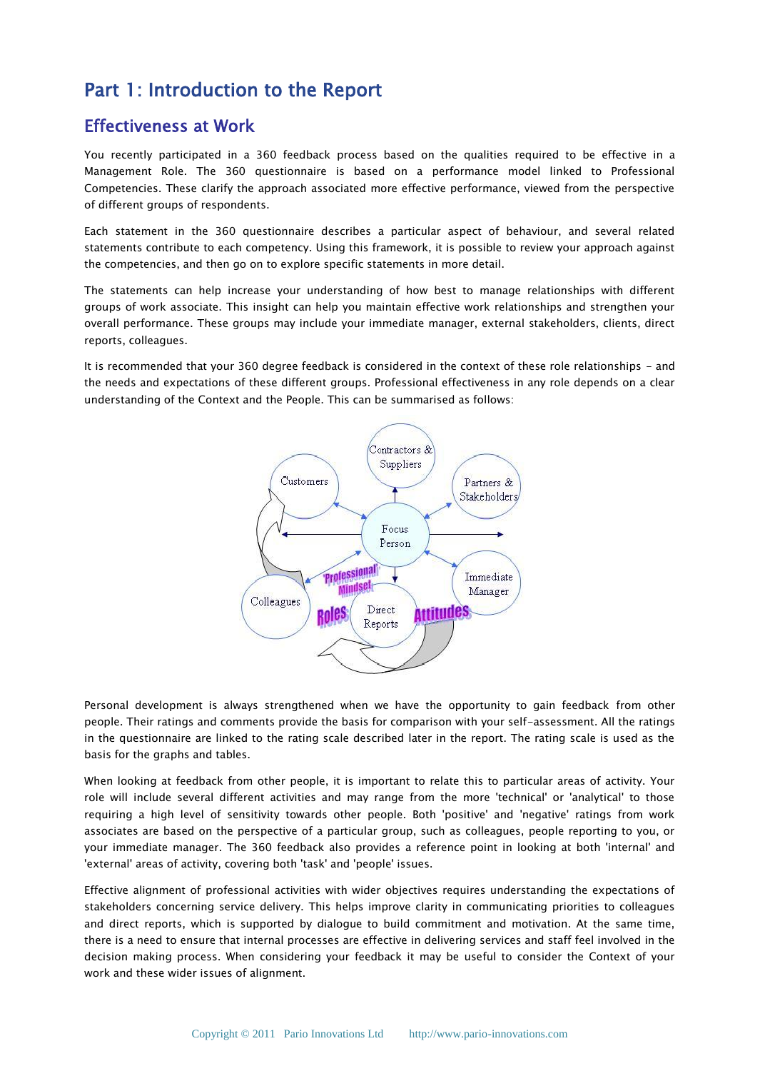# Part 1: Introduction to the Report

## Effectiveness at Work

You recently participated in a 360 feedback process based on the qualities required to be effective in a Management Role. The 360 questionnaire is based on a performance model linked to Professional Competencies. These clarify the approach associated more effective performance, viewed from the perspective of different groups of respondents.

Each statement in the 360 questionnaire describes a particular aspect of behaviour, and several related statements contribute to each competency. Using this framework, it is possible to review your approach against the competencies, and then go on to explore specific statements in more detail.

The statements can help increase your understanding of how best to manage relationships with different groups of work associate. This insight can help you maintain effective work relationships and strengthen your overall performance. These groups may include your immediate manager, external stakeholders, clients, direct reports, colleagues.

It is recommended that your 360 degree feedback is considered in the context of these role relationships - and the needs and expectations of these different groups. Professional effectiveness in any role depends on a clear understanding of the Context and the People. This can be summarised as follows:

Contractors & Suppliers

Customers

Partners & Stakeholders

Focus Person

'Professional' Mindset

Immediate Manager

Colleagues

Roles

Direct Reports

Attitudes

Personal development is always strengthened when we have the opportunity to gain feedback from other people. Their ratings and comments provide the basis for comparison with your self-assessment. All the ratings in the questionnaire are linked to the rating scale described later in the report. The rating scale is used as the basis for the graphs and tables.

When looking at feedback from other people, it is important to relate this to particular areas of activity. Your role will include several different activities and may range from the more 'technical' or 'analytical' to those requiring a high level of sensitivity towards other people. Both 'positive' and 'negative' ratings from work associates are based on the perspective of a particular group, such as colleagues, people reporting to you, or your immediate manager. The 360 feedback also provides a reference point in looking at both 'internal' and 'external' areas of activity, covering both 'task' and 'people' issues.

Effective alignment of professional activities with wider objectives requires understanding the expectations of stakeholders concerning service delivery. This helps improve clarity in communicating priorities to colleagues and direct reports, which is supported by dialogue to build commitment and motivation. At the same time, there is a need to ensure that internal processes are effective in delivering services and staff feel involved in the decision making process. When considering your feedback it may be useful to consider the Context of your work and these wider issues of alignment.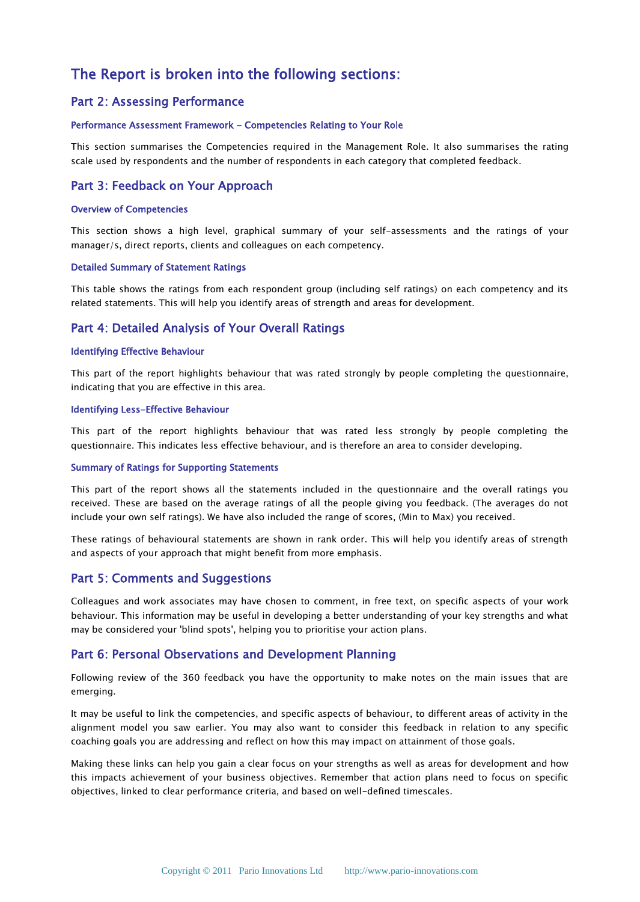# The Report is broken into the following sections:

## Part 2: Assessing Performance

### Performance Assessment Framework – Competencies Relating to Your Role

This section summarises the Competencies required in the Management Role. It also summarises the rating scale used by respondents and the number of respondents in each category that completed feedback.

## Part 3: Feedback on Your Approach

### Overview of Competencies

This section shows a high level, graphical summary of your self-assessments and the ratings of your manager/s, direct reports, clients and colleagues on each competency.

### Detailed Summary of Statement Ratings

This table shows the ratings from each respondent group (including self ratings) on each competency and its related statements. This will help you identify areas of strength and areas for development.

## Part 4: Detailed Analysis of Your Overall Ratings

### Identifying Effective Behaviour

This part of the report highlights behaviour that was rated strongly by people completing the questionnaire, indicating that you are effective in this area.

### Identifying Less-Effective Behaviour

This part of the report highlights behaviour that was rated less strongly by people completing the questionnaire. This indicates less effective behaviour, and is therefore an area to consider developing.

### Summary of Ratings for Supporting Statements

This part of the report shows all the statements included in the questionnaire and the overall ratings you received. These are based on the average ratings of all the people giving you feedback. (The averages do not include your own self ratings). We have also included the range of scores, (Min to Max) you received.

These ratings of behavioural statements are shown in rank order. This will help you identify areas of strength and aspects of your approach that might benefit from more emphasis.

## Part 5: Comments and Suggestions

Colleagues and work associates may have chosen to comment, in free text, on specific aspects of your work behaviour. This information may be useful in developing a better understanding of your key strengths and what may be considered your 'blind spots', helping you to prioritise your action plans.

## Part 6: Personal Observations and Development Planning

Following review of the 360 feedback you have the opportunity to make notes on the main issues that are emerging.

It may be useful to link the competencies, and specific aspects of behaviour, to different areas of activity in the alignment model you saw earlier. You may also want to consider this feedback in relation to any specific coaching goals you are addressing and reflect on how this may impact on attainment of those goals.

Making these links can help you gain a clear focus on your strengths as well as areas for development and how this impacts achievement of your business objectives. Remember that action plans need to focus on specific objectives, linked to clear performance criteria, and based on well-defined timescales.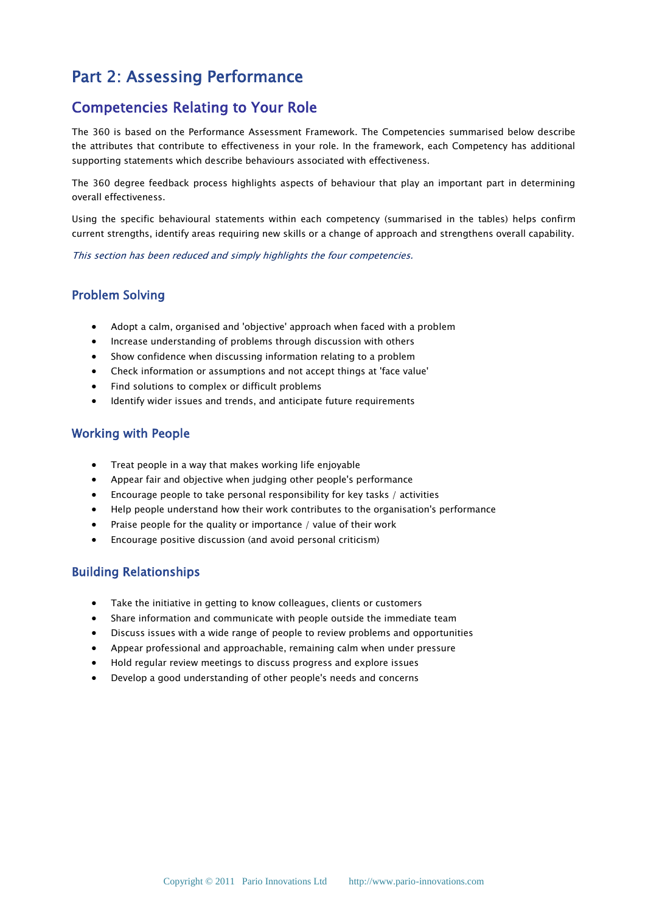# Part 2: Assessing Performance

## Competencies Relating to Your Role

The 360 is based on the Performance Assessment Framework. The Competencies summarised below describe the attributes that contribute to effectiveness in your role. In the framework, each Competency has additional supporting statements which describe behaviours associated with effectiveness.

The 360 degree feedback process highlights aspects of behaviour that play an important part in determining overall effectiveness.

Using the specific behavioural statements within each competency (summarised in the tables) helps confirm current strengths, identify areas requiring new skills or a change of approach and strengthens overall capability.

*This section has been reduced and simply highlights the four competencies.*

### Problem Solving

- Adopt a calm, organised and 'objective' approach when faced with a problem
- Increase understanding of problems through discussion with others
- Show confidence when discussing information relating to a problem
- Check information or assumptions and not accept things at 'face value'
- Find solutions to complex or difficult problems
- Identify wider issues and trends, and anticipate future requirements

### Working with People

- Treat people in a way that makes working life enjoyable
- Appear fair and objective when judging other people's performance
- Encourage people to take personal responsibility for key tasks / activities
- Help people understand how their work contributes to the organisation's performance
- Praise people for the quality or importance / value of their work
- Encourage positive discussion (and avoid personal criticism)

### Building Relationships

- Take the initiative in getting to know colleagues, clients or customers
- Share information and communicate with people outside the immediate team
- Discuss issues with a wide range of people to review problems and opportunities
- Appear professional and approachable, remaining calm when under pressure
- Hold regular review meetings to discuss progress and explore issues
- Develop a good understanding of other people's needs and concerns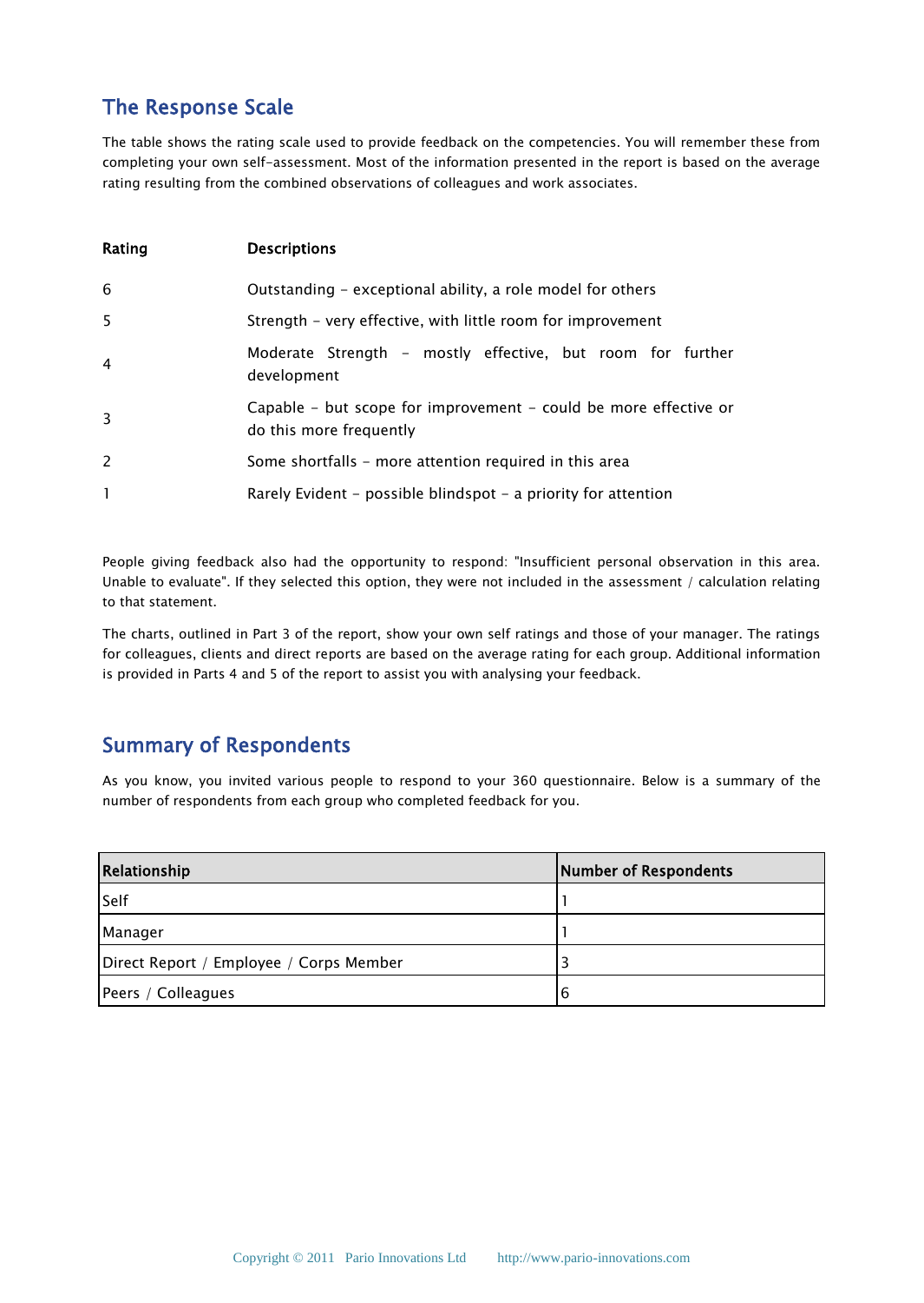## The Response Scale

The table shows the rating scale used to provide feedback on the competencies. You will remember these from completing your own self-assessment. Most of the information presented in the report is based on the average rating resulting from the combined observations of colleagues and work associates.

| Rating | Descriptions |
|---|---|
| 6 | Outstanding - exceptional ability, a role model for others |
| 5 | Strength - very effective, with little room for improvement |
| 4 | Moderate Strength - mostly effective, but room for further development |
| 3 | Capable - but scope for improvement - could be more effective or do this more frequently |
| 2 | Some shortfalls - more attention required in this area |
| 1 | Rarely Evident - possible blindspot - a priority for attention |

People giving feedback also had the opportunity to respond: "Insufficient personal observation in this area. Unable to evaluate". If they selected this option, they were not included in the assessment / calculation relating to that statement.

The charts, outlined in Part 3 of the report, show your own self ratings and those of your manager. The ratings for colleagues, clients and direct reports are based on the average rating for each group. Additional information is provided in Parts 4 and 5 of the report to assist you with analysing your feedback.

## Summary of Respondents

As you know, you invited various people to respond to your 360 questionnaire. Below is a summary of the number of respondents from each group who completed feedback for you.

| Relationship | Number of Respondents |
|---|---|
| Self | 1 |
| Manager | 1 |
| Direct Report / Employee / Corps Member | 3 |
| Peers / Colleagues | 6 |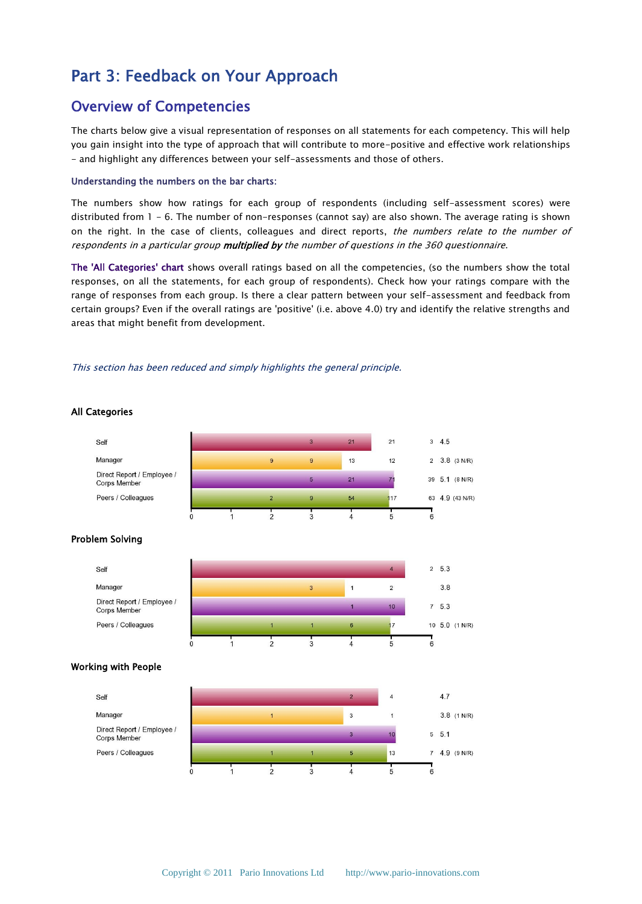# Part 3: Feedback on Your Approach

## Overview of Competencies

The charts below give a visual representation of responses on all statements for each competency. This will help you gain insight into the type of approach that will contribute to more-positive and effective work relationships – and highlight any differences between your self-assessments and those of others.

### Understanding the numbers on the bar charts:

The numbers show how ratings for each group of respondents (including self-assessment scores) were distributed from 1 – 6. The number of non-responses (cannot say) are also shown. The average rating is shown on the right. In the case of clients, colleagues and direct reports, *the numbers relate to the number of respondents in a particular group* ***multiplied by*** *the number of questions in the 360 questionnaire*.

**The 'All Categories' chart** shows overall ratings based on all the competencies, (so the numbers show the total responses, on all the statements, for each group of respondents). Check how your ratings compare with the range of responses from each group. Is there a clear pattern between your self-assessment and feedback from certain groups? Even if the overall ratings are 'positive' (i.e. above 4.0) try and identify the relative strengths and areas that might benefit from development.

*This section has been reduced and simply highlights the general principle.*

**All Categories**

| | 1 | 2 | 3 | 4 | 5 | 6 | Average |
|---|---|---|---|---|---|---|---|
| Self | | | 3 | 21 | 21 | 3 | 4.5 |
| Manager | | 9 | 9 | 13 | 12 | 2 | 3.8 (3 N/R) |
| Direct Report / Employee / Corps Member | | | 5 | 21 | 71 | 39 | 5.1 (8 N/R) |
| Peers / Colleagues | | 2 | 9 | 54 | 117 | 63 | 4.9 (43 N/R) |

**Problem Solving**

| | 1 | 2 | 3 | 4 | 5 | 6 | Average |
|---|---|---|---|---|---|---|---|
| Self | | | | | 4 | 2 | 5.3 |
| Manager | | | 3 | 1 | 2 | | 3.8 |
| Direct Report / Employee / Corps Member | | | | 1 | 10 | 7 | 5.3 |
| Peers / Colleagues | | 1 | 1 | 6 | 17 | 10 | 5.0 (1 N/R) |

**Working with People**

| | 1 | 2 | 3 | 4 | 5 | 6 | Average |
|---|---|---|---|---|---|---|---|
| Self | | | | 2 | 4 | | 4.7 |
| Manager | | 1 | | 3 | 1 | | 3.8 (1 N/R) |
| Direct Report / Employee / Corps Member | | | | 3 | 10 | 5 | 5.1 |
| Peers / Colleagues | | 1 | 1 | 5 | 13 | 7 | 4.9 (9 N/R) |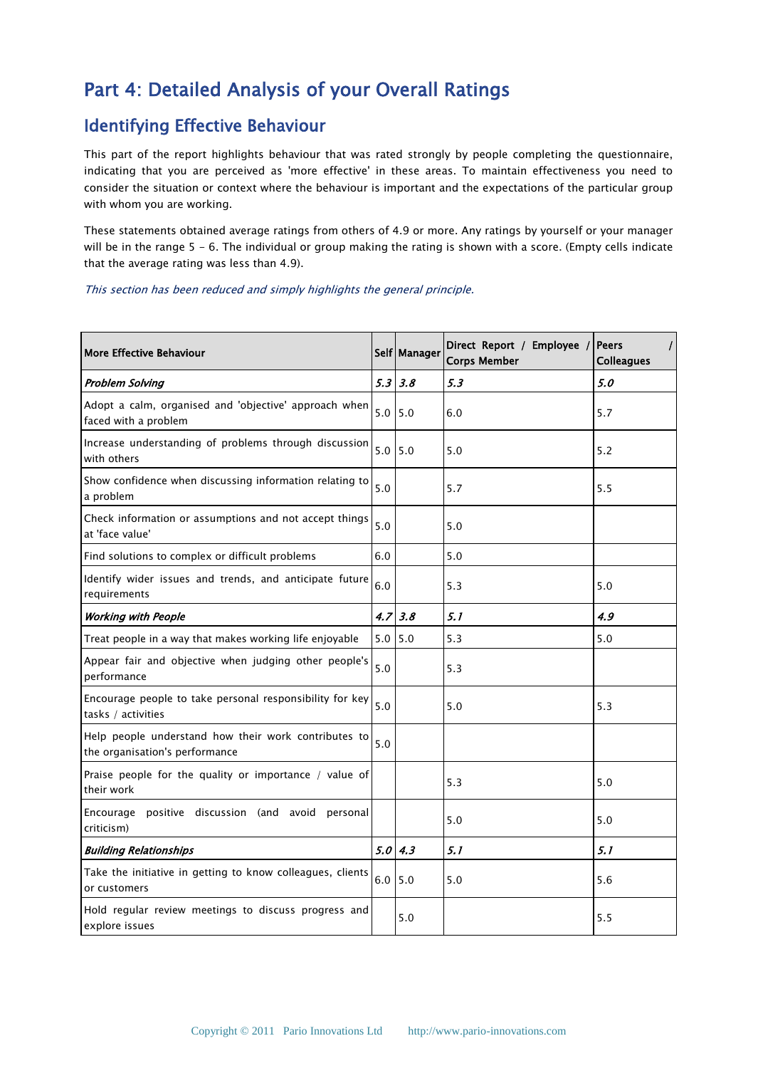# Part 4: Detailed Analysis of your Overall Ratings

## Identifying Effective Behaviour

This part of the report highlights behaviour that was rated strongly by people completing the questionnaire, indicating that you are perceived as 'more effective' in these areas. To maintain effectiveness you need to consider the situation or context where the behaviour is important and the expectations of the particular group with whom you are working.

These statements obtained average ratings from others of 4.9 or more. Any ratings by yourself or your manager will be in the range 5 - 6. The individual or group making the rating is shown with a score. (Empty cells indicate that the average rating was less than 4.9).

*This section has been reduced and simply highlights the general principle.*

| More Effective Behaviour | Self | Manager | Direct Report / Employee / Corps Member | Peers / Colleagues |
|---|---|---|---|---|
| ***Problem Solving*** | ***5.3*** | ***3.8*** | ***5.3*** | ***5.0*** |
| Adopt a calm, organised and 'objective' approach when faced with a problem | 5.0 | 5.0 | 6.0 | 5.7 |
| Increase understanding of problems through discussion with others | 5.0 | 5.0 | 5.0 | 5.2 |
| Show confidence when discussing information relating to a problem | 5.0 | | 5.7 | 5.5 |
| Check information or assumptions and not accept things at 'face value' | 5.0 | | 5.0 | |
| Find solutions to complex or difficult problems | 6.0 | | 5.0 | |
| Identify wider issues and trends, and anticipate future requirements | 6.0 | | 5.3 | 5.0 |
| ***Working with People*** | ***4.7*** | ***3.8*** | ***5.1*** | ***4.9*** |
| Treat people in a way that makes working life enjoyable | 5.0 | 5.0 | 5.3 | 5.0 |
| Appear fair and objective when judging other people's performance | 5.0 | | 5.3 | |
| Encourage people to take personal responsibility for key tasks / activities | 5.0 | | 5.0 | 5.3 |
| Help people understand how their work contributes to the organisation's performance | 5.0 | | | |
| Praise people for the quality or importance / value of their work | | | 5.3 | 5.0 |
| Encourage positive discussion (and avoid personal criticism) | | | 5.0 | 5.0 |
| ***Building Relationships*** | ***5.0*** | ***4.3*** | ***5.1*** | ***5.1*** |
| Take the initiative in getting to know colleagues, clients or customers | 6.0 | 5.0 | 5.0 | 5.6 |
| Hold regular review meetings to discuss progress and explore issues | | 5.0 | | 5.5 |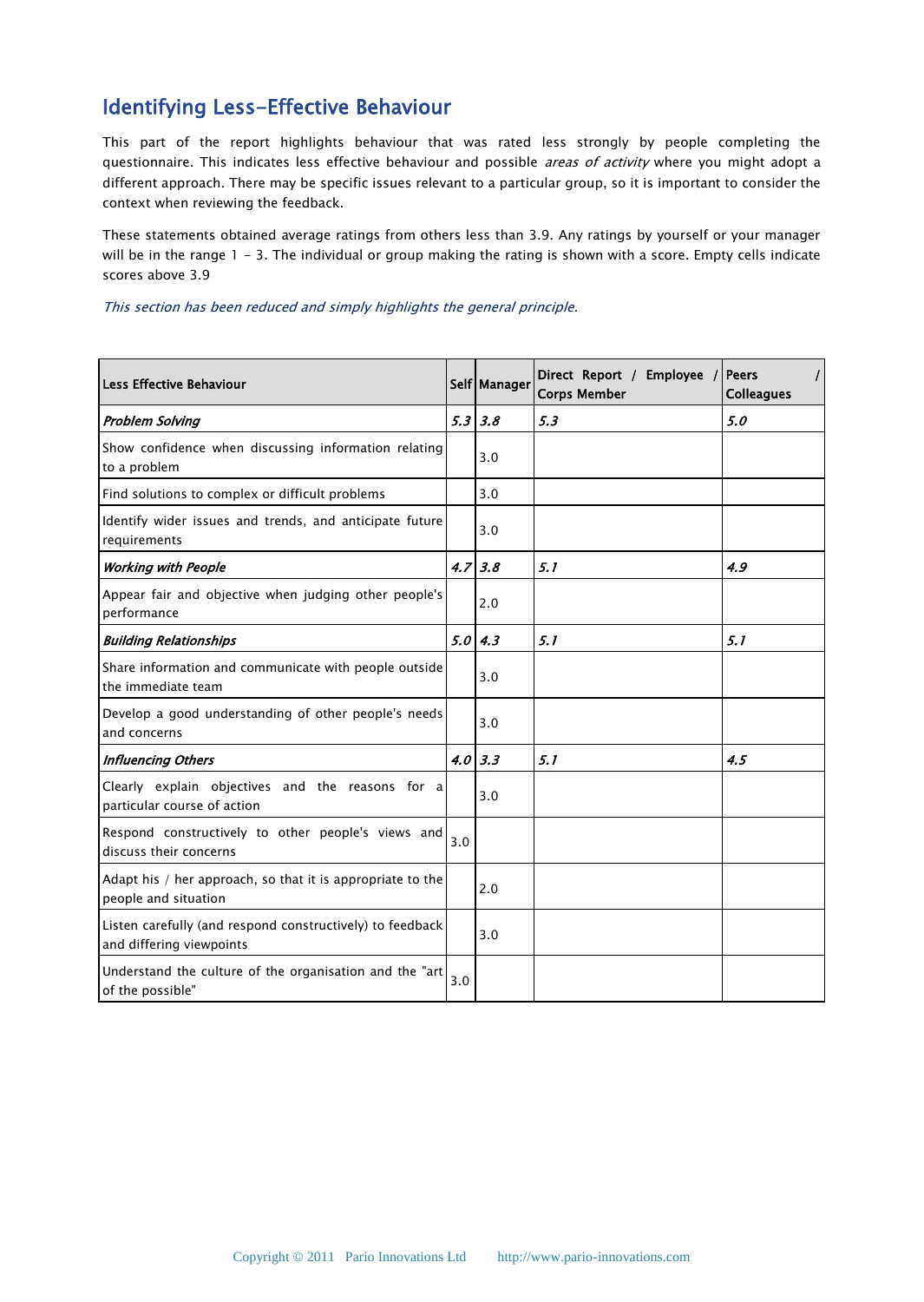## Identifying Less-Effective Behaviour

This part of the report highlights behaviour that was rated less strongly by people completing the questionnaire. This indicates less effective behaviour and possible *areas of activity* where you might adopt a different approach. There may be specific issues relevant to a particular group, so it is important to consider the context when reviewing the feedback.

These statements obtained average ratings from others less than 3.9. Any ratings by yourself or your manager will be in the range 1 - 3. The individual or group making the rating is shown with a score. Empty cells indicate scores above 3.9

*This section has been reduced and simply highlights the general principle.*

| Less Effective Behaviour | Self | Manager | Direct Report / Employee / Corps Member | Peers / Colleagues |
|---|---|---|---|---|
| ***Problem Solving*** | ***5.3*** | ***3.8*** | ***5.3*** | ***5.0*** |
| Show confidence when discussing information relating to a problem | | 3.0 | | |
| Find solutions to complex or difficult problems | | 3.0 | | |
| Identify wider issues and trends, and anticipate future requirements | | 3.0 | | |
| ***Working with People*** | ***4.7*** | ***3.8*** | ***5.1*** | ***4.9*** |
| Appear fair and objective when judging other people's performance | | 2.0 | | |
| ***Building Relationships*** | ***5.0*** | ***4.3*** | ***5.1*** | ***5.1*** |
| Share information and communicate with people outside the immediate team | | 3.0 | | |
| Develop a good understanding of other people's needs and concerns | | 3.0 | | |
| ***Influencing Others*** | ***4.0*** | ***3.3*** | ***5.1*** | ***4.5*** |
| Clearly explain objectives and the reasons for a particular course of action | | 3.0 | | |
| Respond constructively to other people's views and discuss their concerns | 3.0 | | | |
| Adapt his / her approach, so that it is appropriate to the people and situation | | 2.0 | | |
| Listen carefully (and respond constructively) to feedback and differing viewpoints | | 3.0 | | |
| Understand the culture of the organisation and the "art of the possible" | 3.0 | | | |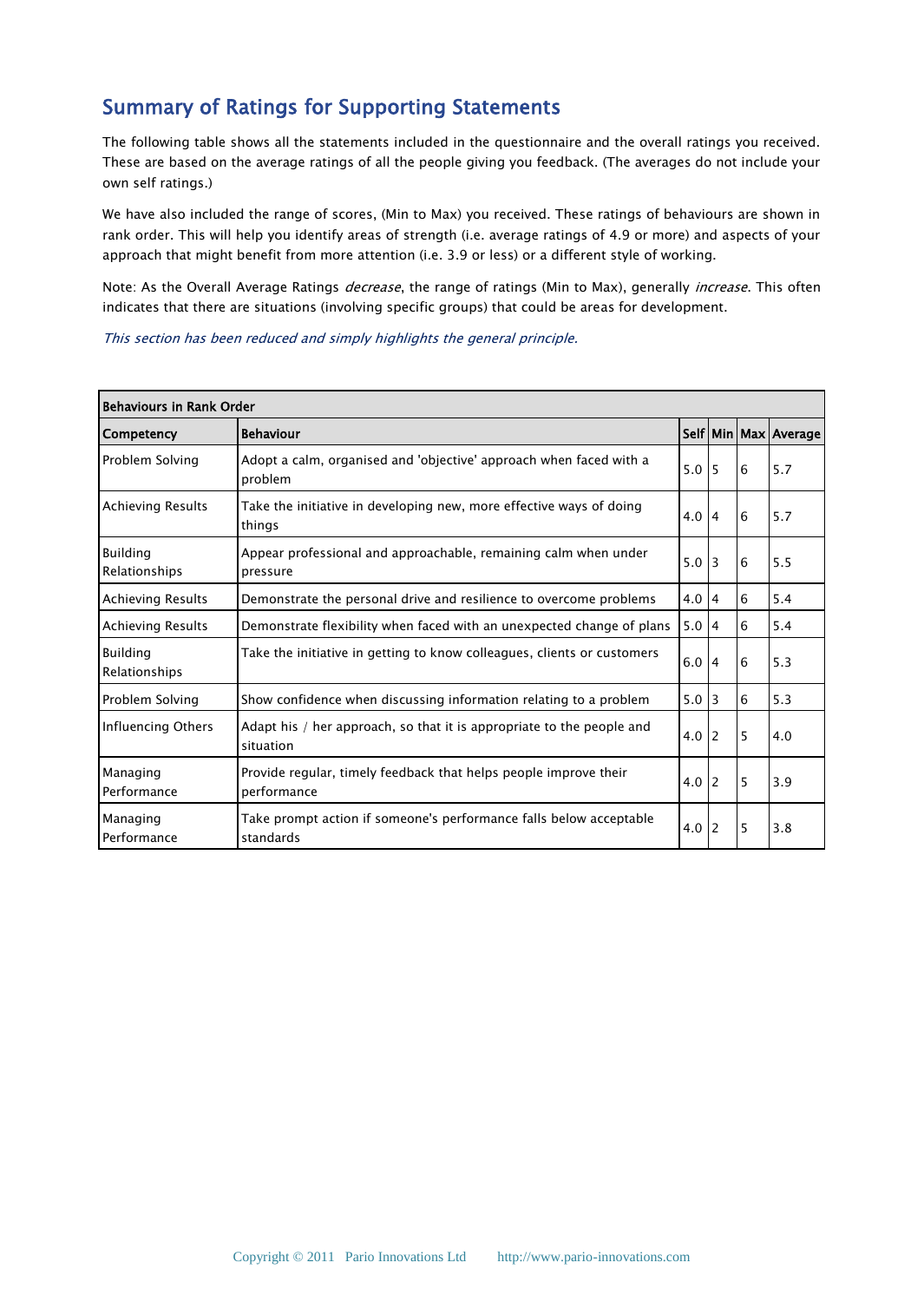## Summary of Ratings for Supporting Statements

The following table shows all the statements included in the questionnaire and the overall ratings you received. These are based on the average ratings of all the people giving you feedback. (The averages do not include your own self ratings.)

We have also included the range of scores, (Min to Max) you received. These ratings of behaviours are shown in rank order. This will help you identify areas of strength (i.e. average ratings of 4.9 or more) and aspects of your approach that might benefit from more attention (i.e. 3.9 or less) or a different style of working.

Note: As the Overall Average Ratings *decrease*, the range of ratings (Min to Max), generally *increase*. This often indicates that there are situations (involving specific groups) that could be areas for development.

*This section has been reduced and simply highlights the general principle.*

| **Behaviours in Rank Order** | | | | | |
|---|---|---|---|---|---|
| **Competency** | **Behaviour** | **Self** | **Min** | **Max** | **Average** |
| Problem Solving | Adopt a calm, organised and 'objective' approach when faced with a problem | 5.0 | 5 | 6 | 5.7 |
| Achieving Results | Take the initiative in developing new, more effective ways of doing things | 4.0 | 4 | 6 | 5.7 |
| Building Relationships | Appear professional and approachable, remaining calm when under pressure | 5.0 | 3 | 6 | 5.5 |
| Achieving Results | Demonstrate the personal drive and resilience to overcome problems | 4.0 | 4 | 6 | 5.4 |
| Achieving Results | Demonstrate flexibility when faced with an unexpected change of plans | 5.0 | 4 | 6 | 5.4 |
| Building Relationships | Take the initiative in getting to know colleagues, clients or customers | 6.0 | 4 | 6 | 5.3 |
| Problem Solving | Show confidence when discussing information relating to a problem | 5.0 | 3 | 6 | 5.3 |
| Influencing Others | Adapt his / her approach, so that it is appropriate to the people and situation | 4.0 | 2 | 5 | 4.0 |
| Managing Performance | Provide regular, timely feedback that helps people improve their performance | 4.0 | 2 | 5 | 3.9 |
| Managing Performance | Take prompt action if someone's performance falls below acceptable standards | 4.0 | 2 | 5 | 3.8 |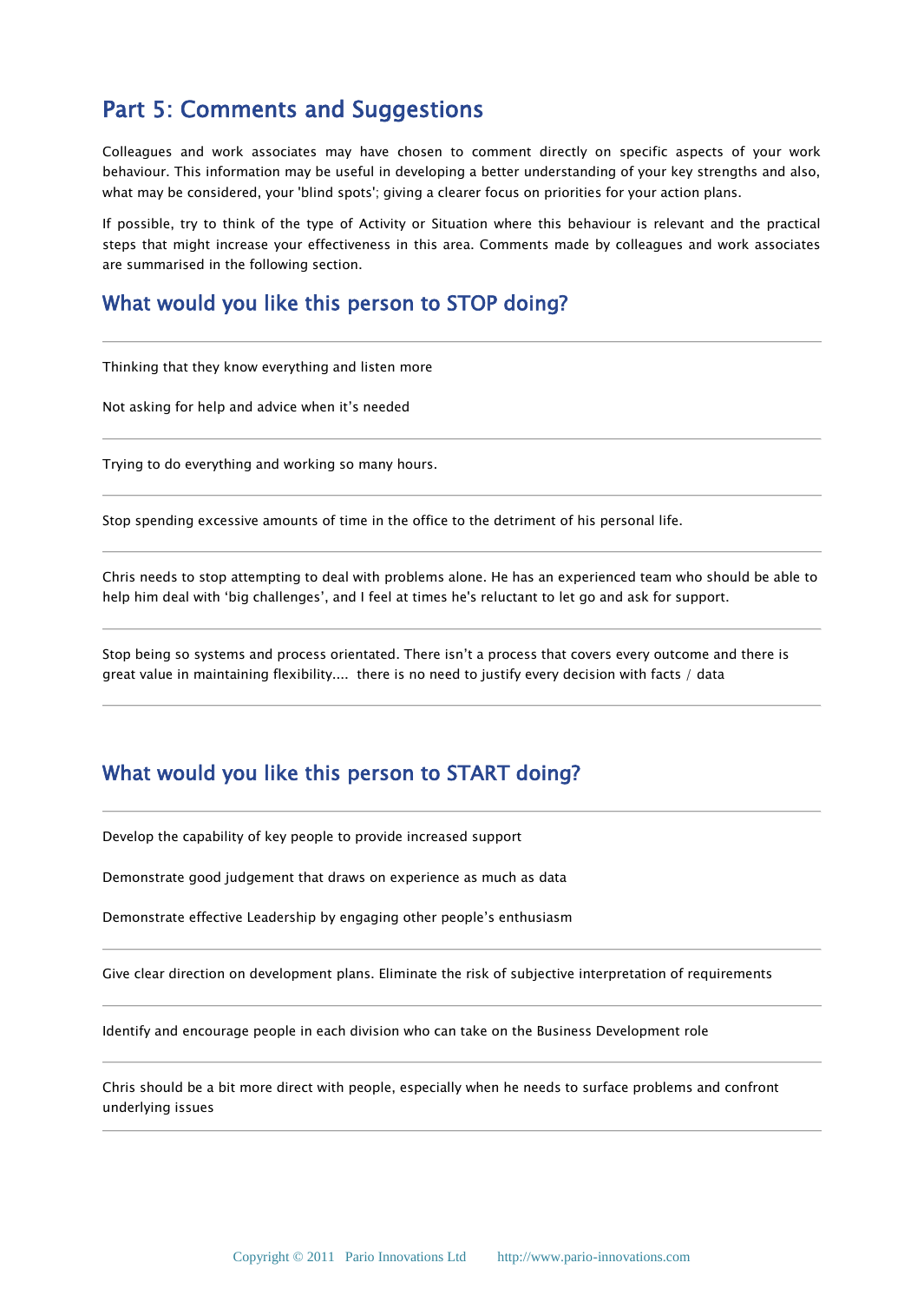## Part 5: Comments and Suggestions

Colleagues and work associates may have chosen to comment directly on specific aspects of your work behaviour. This information may be useful in developing a better understanding of your key strengths and also, what may be considered, your 'blind spots'; giving a clearer focus on priorities for your action plans.

If possible, try to think of the type of Activity or Situation where this behaviour is relevant and the practical steps that might increase your effectiveness in this area. Comments made by colleagues and work associates are summarised in the following section.

### What would you like this person to STOP doing?

---

Thinking that they know everything and listen more

Not asking for help and advice when it’s needed

---

Trying to do everything and working so many hours.

---

Stop spending excessive amounts of time in the office to the detriment of his personal life.

---

Chris needs to stop attempting to deal with problems alone. He has an experienced team who should be able to help him deal with ‘big challenges’, and I feel at times he's reluctant to let go and ask for support.

---

Stop being so systems and process orientated. There isn’t a process that covers every outcome and there is great value in maintaining flexibility.... there is no need to justify every decision with facts / data

---

### What would you like this person to START doing?

---

Develop the capability of key people to provide increased support

Demonstrate good judgement that draws on experience as much as data

Demonstrate effective Leadership by engaging other people’s enthusiasm

---

Give clear direction on development plans. Eliminate the risk of subjective interpretation of requirements

---

Identify and encourage people in each division who can take on the Business Development role

---

Chris should be a bit more direct with people, especially when he needs to surface problems and confront underlying issues

---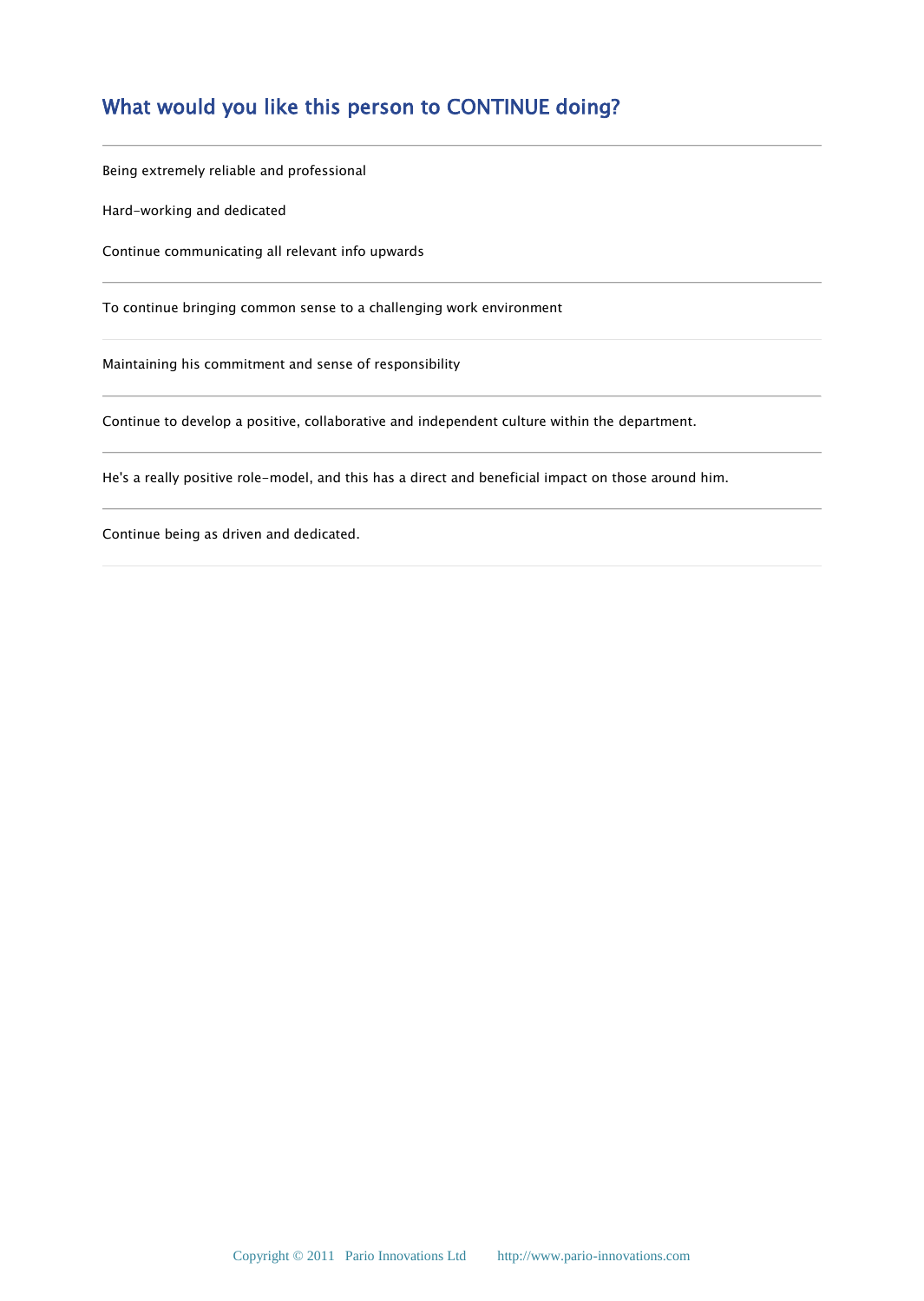## What would you like this person to CONTINUE doing?

---

Being extremely reliable and professional

Hard-working and dedicated

Continue communicating all relevant info upwards

---

To continue bringing common sense to a challenging work environment

---

Maintaining his commitment and sense of responsibility

---

Continue to develop a positive, collaborative and independent culture within the department.

---

He's a really positive role-model, and this has a direct and beneficial impact on those around him.

---

Continue being as driven and dedicated.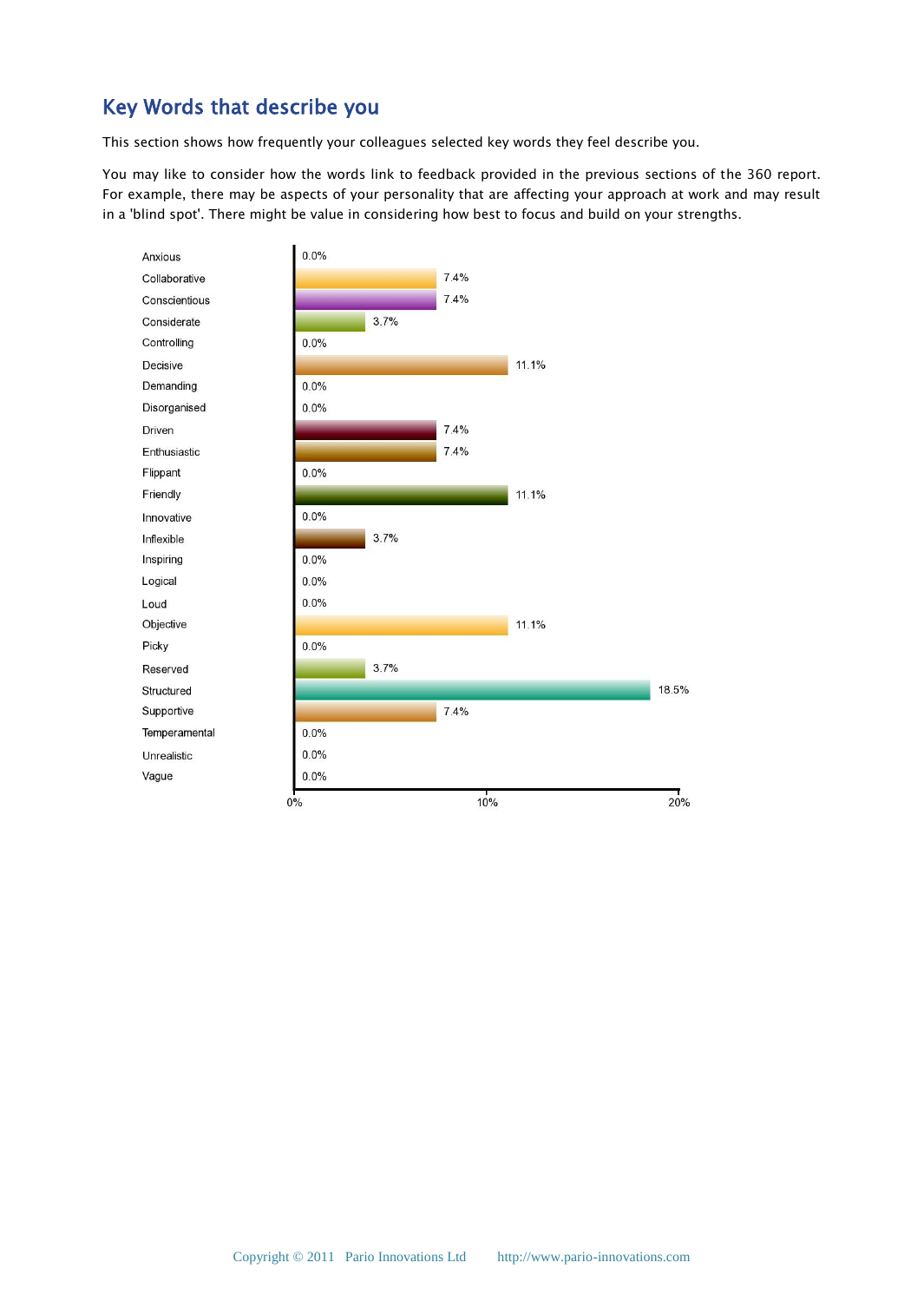## Key Words that describe you

This section shows how frequently your colleagues selected key words they feel describe you.

You may like to consider how the words link to feedback provided in the previous sections of the 360 report. For example, there may be aspects of your personality that are affecting your approach at work and may result in a 'blind spot'. There might be value in considering how best to focus and build on your strengths.

| Key Word | Frequency |
| --- | --- |
| Anxious | 0.0% |
| Collaborative | 7.4% |
| Conscientious | 7.4% |
| Considerate | 3.7% |
| Controlling | 0.0% |
| Decisive | 11.1% |
| Demanding | 0.0% |
| Disorganised | 0.0% |
| Driven | 7.4% |
| Enthusiastic | 7.4% |
| Flippant | 0.0% |
| Friendly | 11.1% |
| Innovative | 0.0% |
| Inflexible | 3.7% |
| Inspiring | 0.0% |
| Logical | 0.0% |
| Loud | 0.0% |
| Objective | 11.1% |
| Picky | 0.0% |
| Reserved | 3.7% |
| Structured | 18.5% |
| Supportive | 7.4% |
| Temperamental | 0.0% |
| Unrealistic | 0.0% |
| Vague | 0.0% |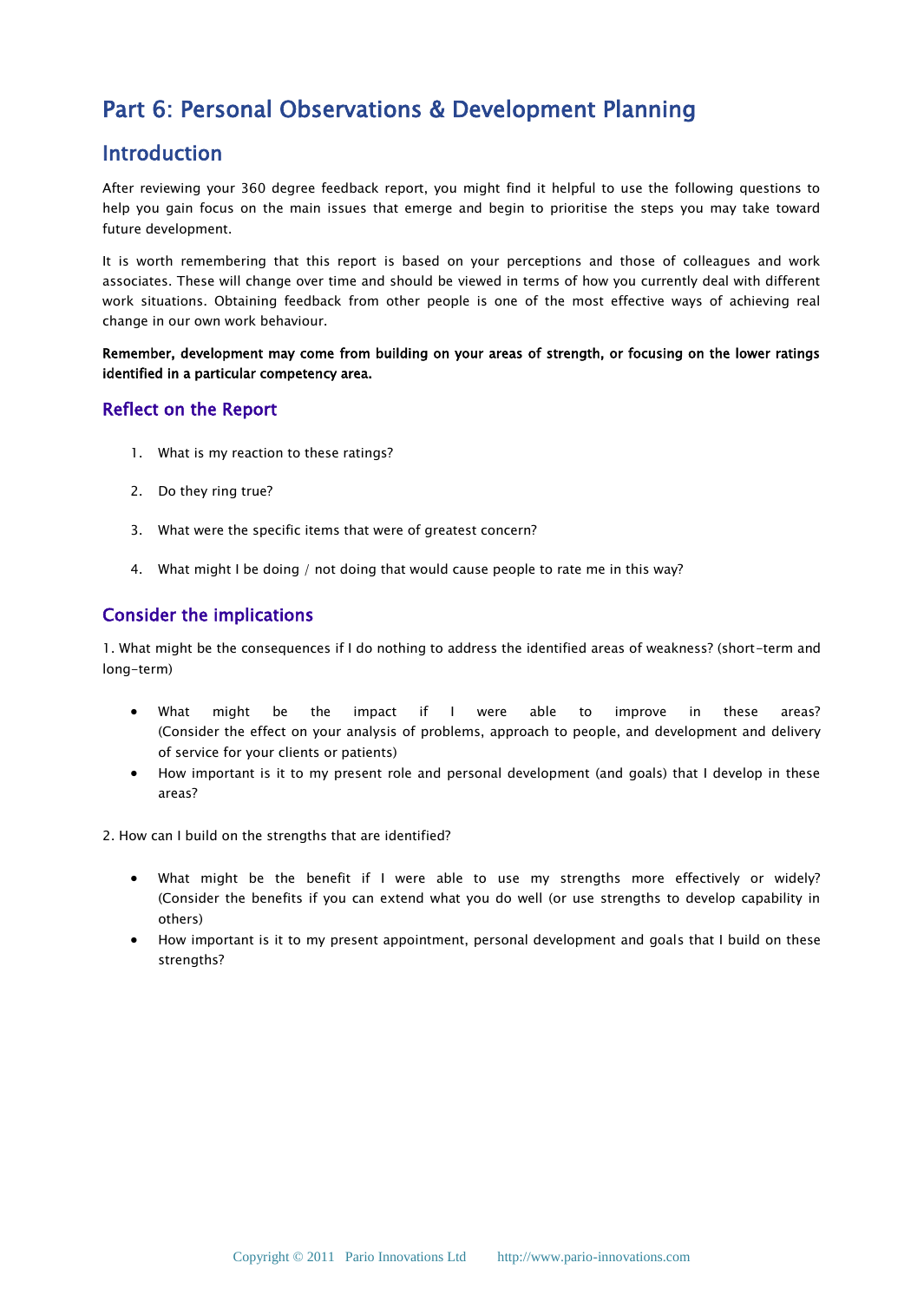# Part 6: Personal Observations & Development Planning

## Introduction

After reviewing your 360 degree feedback report, you might find it helpful to use the following questions to help you gain focus on the main issues that emerge and begin to prioritise the steps you may take toward future development.

It is worth remembering that this report is based on your perceptions and those of colleagues and work associates. These will change over time and should be viewed in terms of how you currently deal with different work situations. Obtaining feedback from other people is one of the most effective ways of achieving real change in our own work behaviour.

**Remember, development may come from building on your areas of strength, or focusing on the lower ratings identified in a particular competency area.**

### Reflect on the Report

1. What is my reaction to these ratings?
2. Do they ring true?
3. What were the specific items that were of greatest concern?
4. What might I be doing / not doing that would cause people to rate me in this way?

### Consider the implications

1. What might be the consequences if I do nothing to address the identified areas of weakness? (short-term and long-term)

- What might be the impact if I were able to improve in these areas? (Consider the effect on your analysis of problems, approach to people, and development and delivery of service for your clients or patients)
- How important is it to my present role and personal development (and goals) that I develop in these areas?

2. How can I build on the strengths that are identified?

- What might be the benefit if I were able to use my strengths more effectively or widely? (Consider the benefits if you can extend what you do well (or use strengths to develop capability in others)
- How important is it to my present appointment, personal development and goals that I build on these strengths?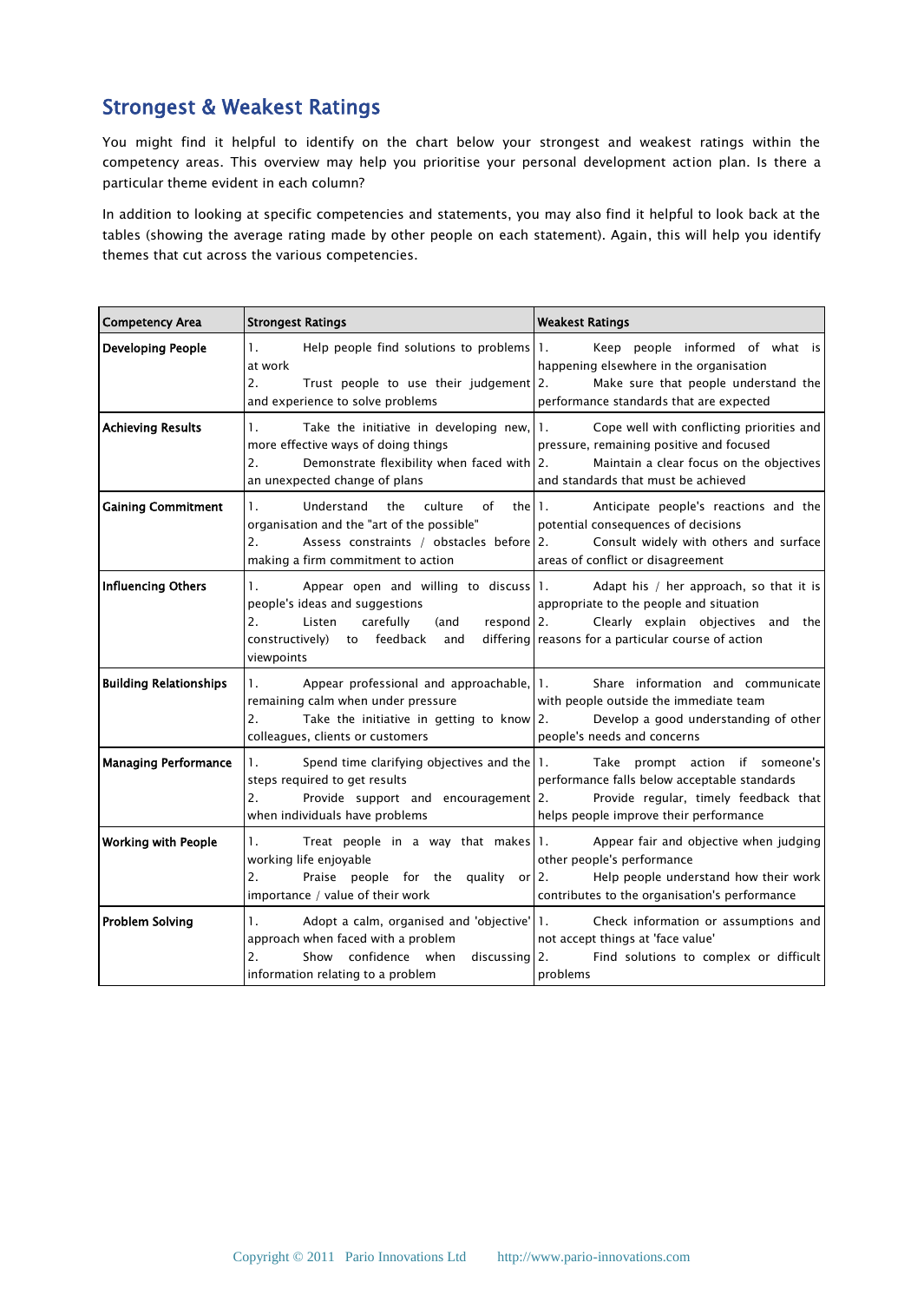## Strongest & Weakest Ratings

You might find it helpful to identify on the chart below your strongest and weakest ratings within the competency areas. This overview may help you prioritise your personal development action plan. Is there a particular theme evident in each column?

In addition to looking at specific competencies and statements, you may also find it helpful to look back at the tables (showing the average rating made by other people on each statement). Again, this will help you identify themes that cut across the various competencies.

| Competency Area | Strongest Ratings | Weakest Ratings |
|---|---|---|
| **Developing People** | 1. Help people find solutions to problems at work<br>2. Trust people to use their judgement and experience to solve problems | 1. Keep people informed of what is happening elsewhere in the organisation<br>2. Make sure that people understand the performance standards that are expected |
| **Achieving Results** | 1. Take the initiative in developing new, more effective ways of doing things<br>2. Demonstrate flexibility when faced with an unexpected change of plans | 1. Cope well with conflicting priorities and pressure, remaining positive and focused<br>2. Maintain a clear focus on the objectives and standards that must be achieved |
| **Gaining Commitment** | 1. Understand the culture of the organisation and the "art of the possible"<br>2. Assess constraints / obstacles before making a firm commitment to action | 1. Anticipate people's reactions and the potential consequences of decisions<br>2. Consult widely with others and surface areas of conflict or disagreement |
| **Influencing Others** | 1. Appear open and willing to discuss people's ideas and suggestions<br>2. Listen carefully (and respond constructively) to feedback and differing viewpoints | 1. Adapt his / her approach, so that it is appropriate to the people and situation<br>2. Clearly explain objectives and the reasons for a particular course of action |
| **Building Relationships** | 1. Appear professional and approachable, remaining calm when under pressure<br>2. Take the initiative in getting to know colleagues, clients or customers | 1. Share information and communicate with people outside the immediate team<br>2. Develop a good understanding of other people's needs and concerns |
| **Managing Performance** | 1. Spend time clarifying objectives and the steps required to get results<br>2. Provide support and encouragement when individuals have problems | 1. Take prompt action if someone's performance falls below acceptable standards<br>2. Provide regular, timely feedback that helps people improve their performance |
| **Working with People** | 1. Treat people in a way that makes working life enjoyable<br>2. Praise people for the quality or importance / value of their work | 1. Appear fair and objective when judging other people's performance<br>2. Help people understand how their work contributes to the organisation's performance |
| **Problem Solving** | 1. Adopt a calm, organised and 'objective' approach when faced with a problem<br>2. Show confidence when discussing information relating to a problem | 1. Check information or assumptions and not accept things at 'face value'<br>2. Find solutions to complex or difficult problems |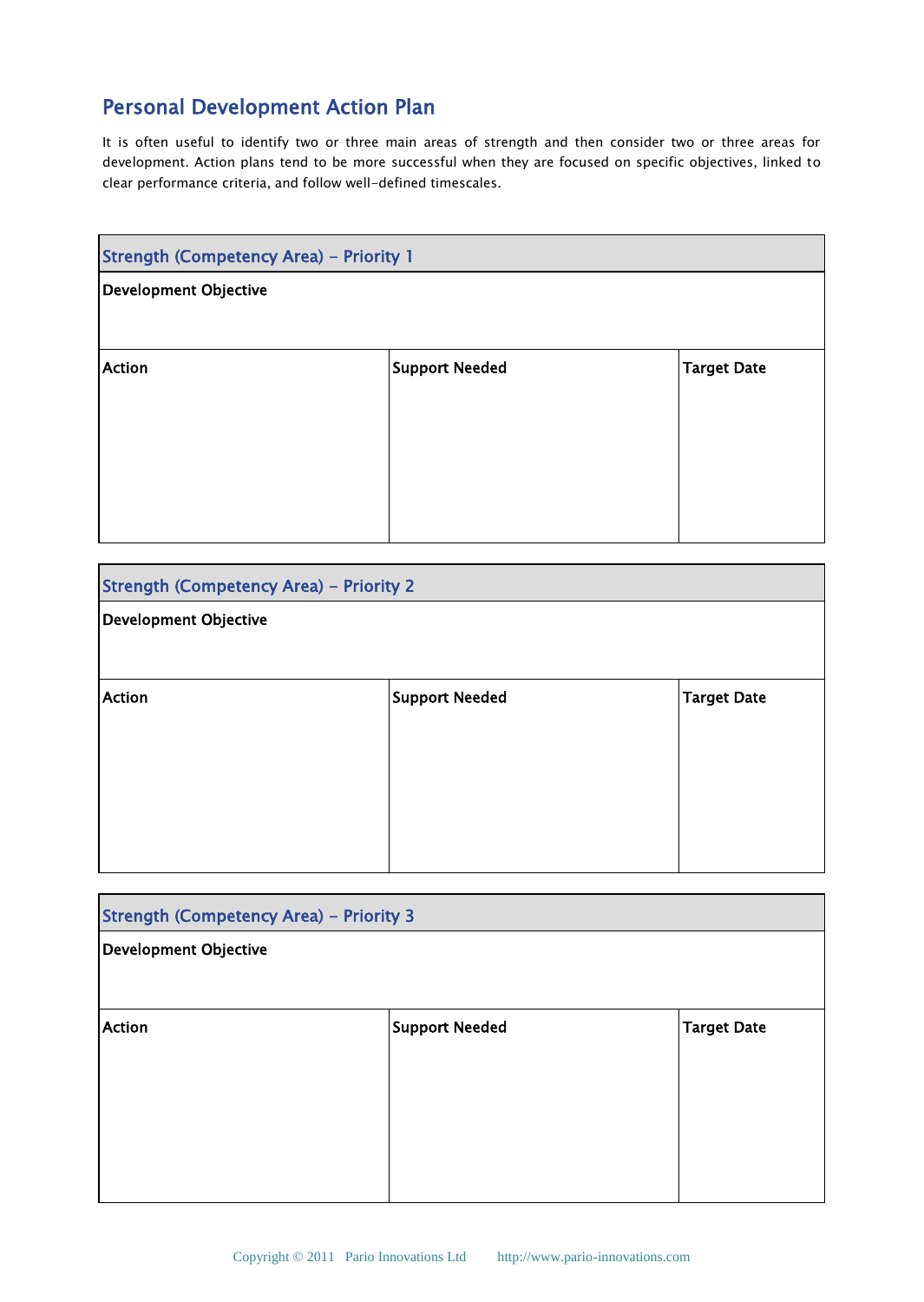# Personal Development Action Plan

It is often useful to identify two or three main areas of strength and then consider two or three areas for development. Action plans tend to be more successful when they are focused on specific objectives, linked to clear performance criteria, and follow well-defined timescales.

| Strength (Competency Area) – Priority 1 | | |
|---|---|---|
| **Development Objective** | | |
| **Action** | **Support Needed** | **Target Date** |
| | | |

| Strength (Competency Area) – Priority 2 | | |
|---|---|---|
| **Development Objective** | | |
| **Action** | **Support Needed** | **Target Date** |
| | | |

| Strength (Competency Area) – Priority 3 | | |
|---|---|---|
| **Development Objective** | | |
| **Action** | **Support Needed** | **Target Date** |
| | | |

Copyright © 2011 Pario Innovations Ltd http://www.pario-innovations.com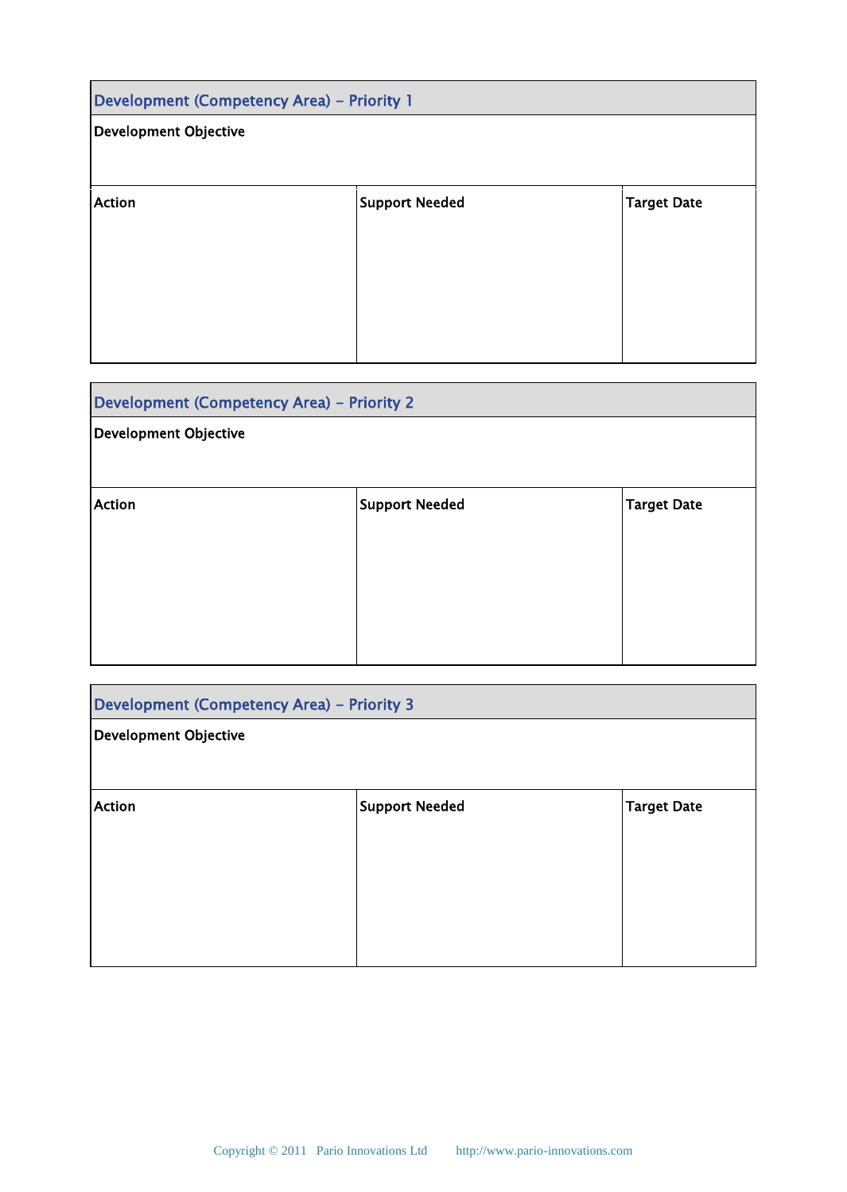| Development (Competency Area) – Priority 1 | | |
|---|---|---|
| **Development Objective** | | |
| **Action** | **Support Needed** | **Target Date** |

| Development (Competency Area) – Priority 2 | | |
|---|---|---|
| **Development Objective** | | |
| **Action** | **Support Needed** | **Target Date** |

| Development (Competency Area) – Priority 3 | | |
|---|---|---|
| **Development Objective** | | |
| **Action** | **Support Needed** | **Target Date** |

Copyright © 2011 Pario Innovations Ltd http://www.pario-innovations.com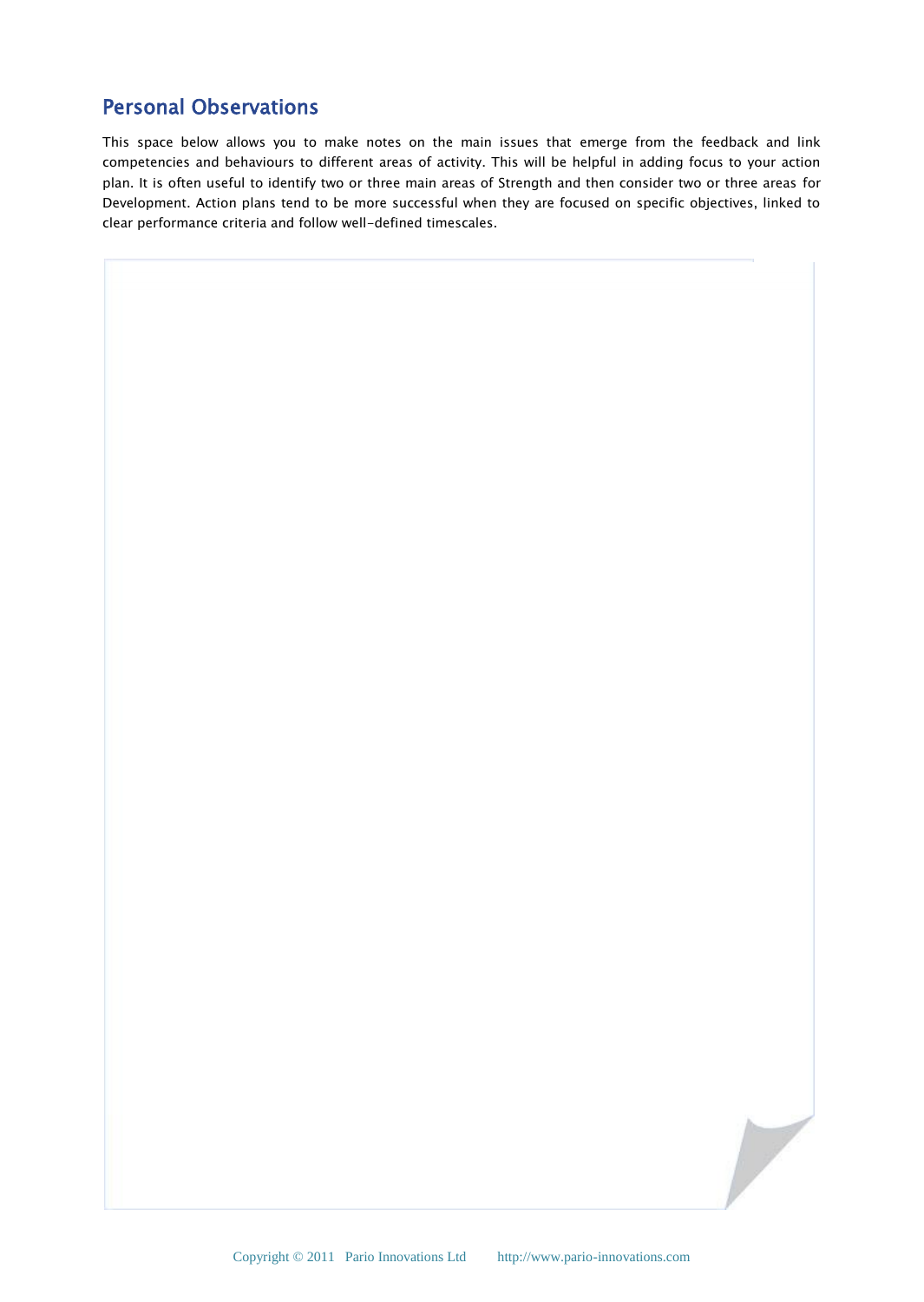## Personal Observations

This space below allows you to make notes on the main issues that emerge from the feedback and link competencies and behaviours to different areas of activity. This will be helpful in adding focus to your action plan. It is often useful to identify two or three main areas of Strength and then consider two or three areas for Development. Action plans tend to be more successful when they are focused on specific objectives, linked to clear performance criteria and follow well-defined timescales.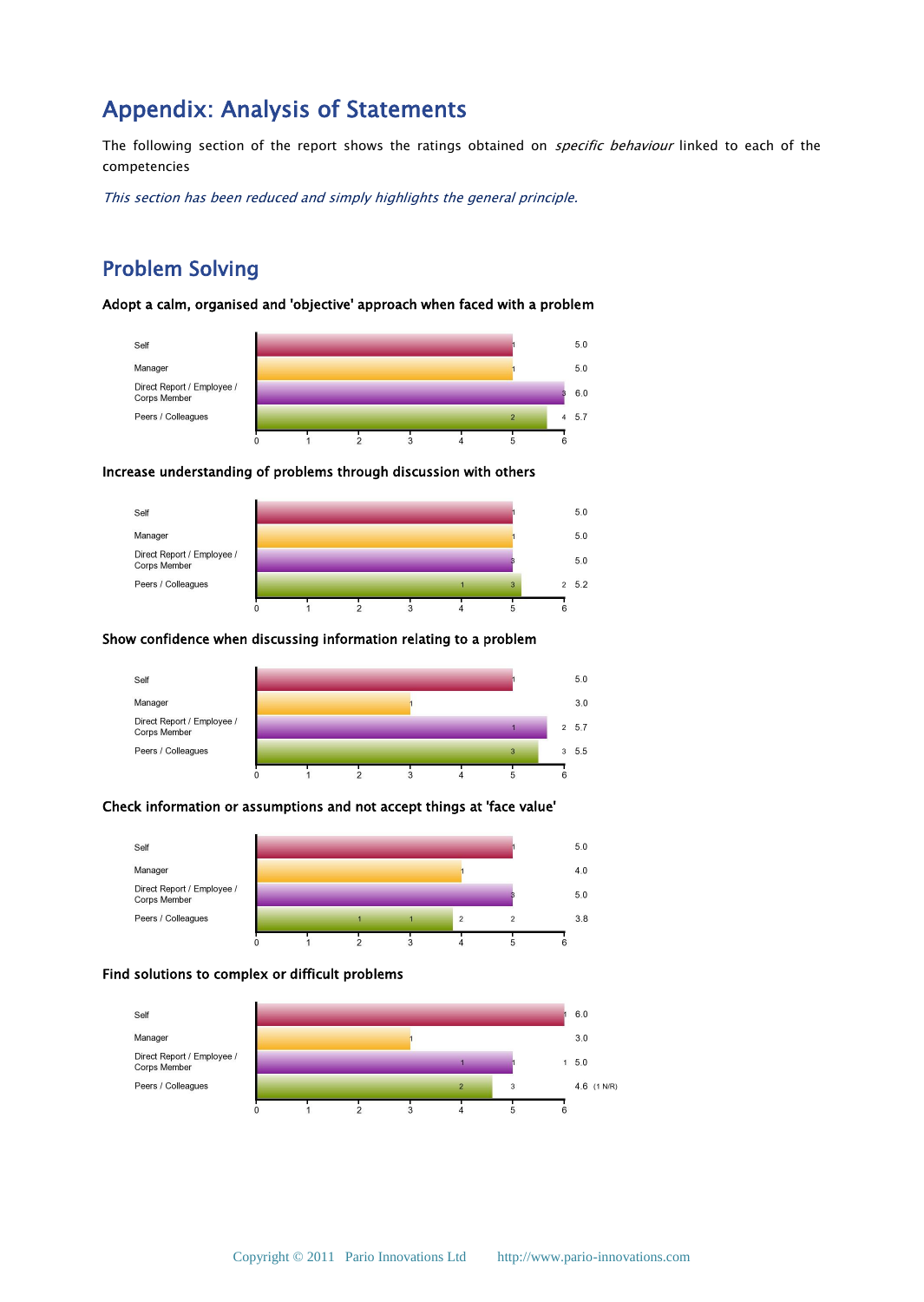# Appendix: Analysis of Statements

The following section of the report shows the ratings obtained on *specific behaviour* linked to each of the competencies

*This section has been reduced and simply highlights the general principle.*

## Problem Solving

**Adopt a calm, organised and 'objective' approach when faced with a problem**

Self 1 5.0
Manager 1 5.0
Direct Report / Employee / Corps Member 3 6.0
Peers / Colleagues 2 4 5.7
0 1 2 3 4 5 6

**Increase understanding of problems through discussion with others**

Self 1 5.0
Manager 1 5.0
Direct Report / Employee / Corps Member 3 5.0
Peers / Colleagues 1 3 2 5.2
0 1 2 3 4 5 6

**Show confidence when discussing information relating to a problem**

Self 1 5.0
Manager 1 3.0
Direct Report / Employee / Corps Member 1 2 5.7
Peers / Colleagues 3 3 5.5
0 1 2 3 4 5 6

**Check information or assumptions and not accept things at 'face value'**

Self 1 5.0
Manager 1 4.0
Direct Report / Employee / Corps Member 3 5.0
Peers / Colleagues 1 1 2 2 3.8
0 1 2 3 4 5 6

**Find solutions to complex or difficult problems**

Self 1 6.0
Manager 1 3.0
Direct Report / Employee / Corps Member 1 1 1 5.0
Peers / Colleagues 2 3 4.6 (1 N/R)
0 1 2 3 4 5 6